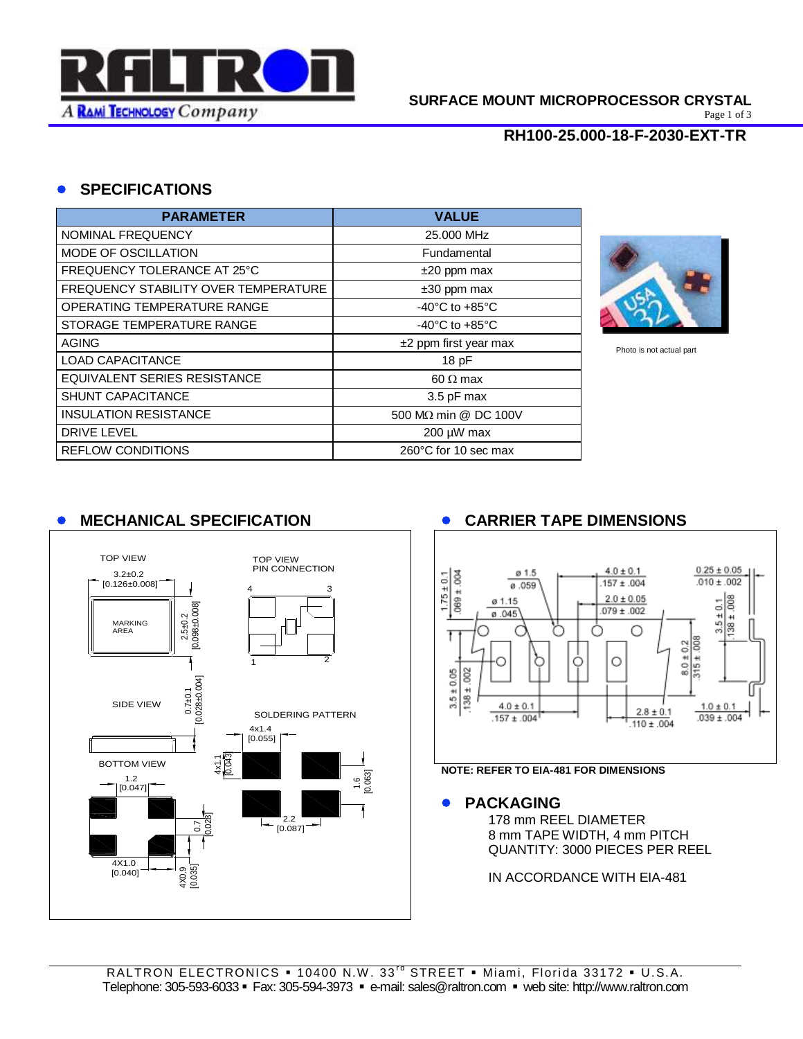# SURFACE MOUNT MICROPROCESSOR CRYSTAL

## RH100-25.000-18-F-2030-EXT-TR

## SPECIFICATIONS

| PARAMETER | VALUE |
|---|---|
| NOMINAL FREQUENCY | 25.000 MHz |
| MODE OF OSCILLATION | Fundamental |
| FREQUENCY TOLERANCE AT 25°C | ±20 ppm max |
| FREQUENCY STABILITY OVER TEMPERATURE | ±30 ppm max |
| OPERATING TEMPERATURE RANGE | -40°C to +85°C |
| STORAGE TEMPERATURE RANGE | -40°C to +85°C |
| AGING | ±2 ppm first year max |
| LOAD CAPACITANCE | 18 pF |
| EQUIVALENT SERIES RESISTANCE | 60 Ω max |
| SHUNT CAPACITANCE | 3.5 pF max |
| INSULATION RESISTANCE | 500 MΩ min @ DC 100V |
| DRIVE LEVEL | 200 µW max |
| REFLOW CONDITIONS | 260°C for 10 sec max |

Photo is not actual part

## MECHANICAL SPECIFICATION

TOP VIEW: 3.2±0.2 [0.126±0.008], 2.5±0.2 [0.098±0.008], MARKING AREA

TOP VIEW PIN CONNECTION: 1, 2, 3, 4

SIDE VIEW: 0.7±0.1 [0.028±0.004]

BOTTOM VIEW: 1.2 [0.047], 0.7 [0.028], 4X1.0 [0.040], 4X0.9 [0.035]

SOLDERING PATTERN: 4x1.4 [0.055], 4x1.1 [0.043], 1.6 [0.063], 2.2 [0.087]

## CARRIER TAPE DIMENSIONS

ø 1.5 / ø .059; ø 1.15 / ø .045; 4.0 ± 0.1 / .157 ± .004; 2.0 ± 0.05 / .079 ± .002; 0.25 ± 0.05 / .010 ± .002; 1.75 ± 0.1 / .069 ± .004; 3.5 ± 0.05 / .138 ± .002; 8.0 ± 0.2 / .315 ± .008; 3.5 ± 0.1 / .138 ± .008; 4.0 ± 0.1 / .157 ± .004; 2.8 ± 0.1 / .110 ± .004; 1.0 ± 0.1 / .039 ± .004

**NOTE: REFER TO EIA-481 FOR DIMENSIONS**

## PACKAGING

178 mm REEL DIAMETER
8 mm TAPE WIDTH, 4 mm PITCH
QUANTITY: 3000 PIECES PER REEL

IN ACCORDANCE WITH EIA-481

RALTRON ELECTRONICS ▪ 10400 N.W. 33rd STREET ▪ Miami, Florida 33172 ▪ U.S.A.
Telephone: 305-593-6033 ▪ Fax: 305-594-3973 ▪ e-mail: sales@raltron.com ▪ web site: http://www.raltron.com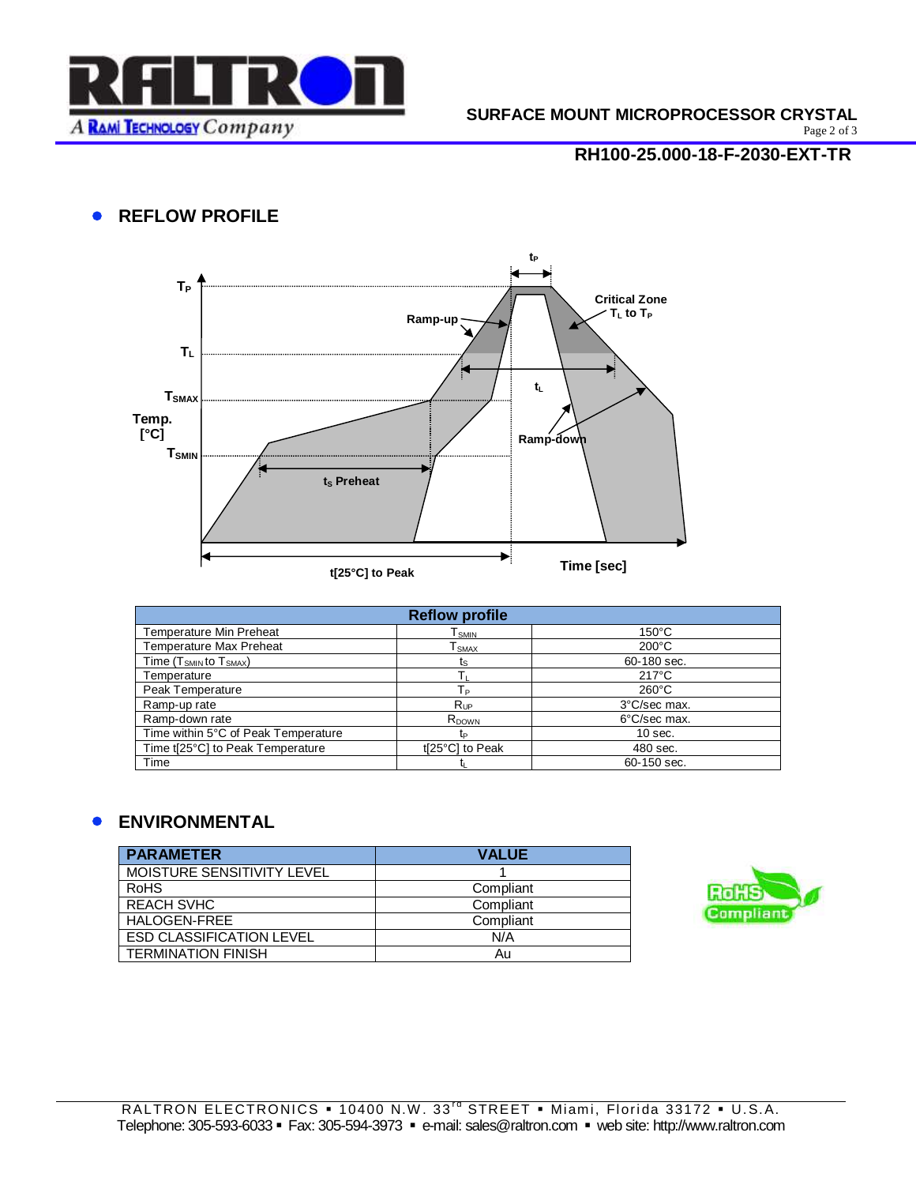## RH100-25.000-18-F-2030-EXT-TR

## REFLOW PROFILE

| Reflow profile | | |
|---|---|---|
| Temperature Min Preheat | $T_{SMIN}$ | 150°C |
| Temperature Max Preheat | $T_{SMAX}$ | 200°C |
| Time ($T_{SMIN}$ to $T_{SMAX}$) | $t_S$ | 60-180 sec. |
| Temperature | $T_L$ | 217°C |
| Peak Temperature | $T_P$ | 260°C |
| Ramp-up rate | $R_{UP}$ | 3°C/sec max. |
| Ramp-down rate | $R_{DOWN}$ | 6°C/sec max. |
| Time within 5°C of Peak Temperature | $t_P$ | 10 sec. |
| Time t[25°C] to Peak Temperature | t[25°C] to Peak | 480 sec. |
| Time | $t_L$ | 60-150 sec. |

## ENVIRONMENTAL

| PARAMETER | VALUE |
|---|---|
| MOISTURE SENSITIVITY LEVEL | 1 |
| RoHS | Compliant |
| REACH SVHC | Compliant |
| HALOGEN-FREE | Compliant |
| ESD CLASSIFICATION LEVEL | N/A |
| TERMINATION FINISH | Au |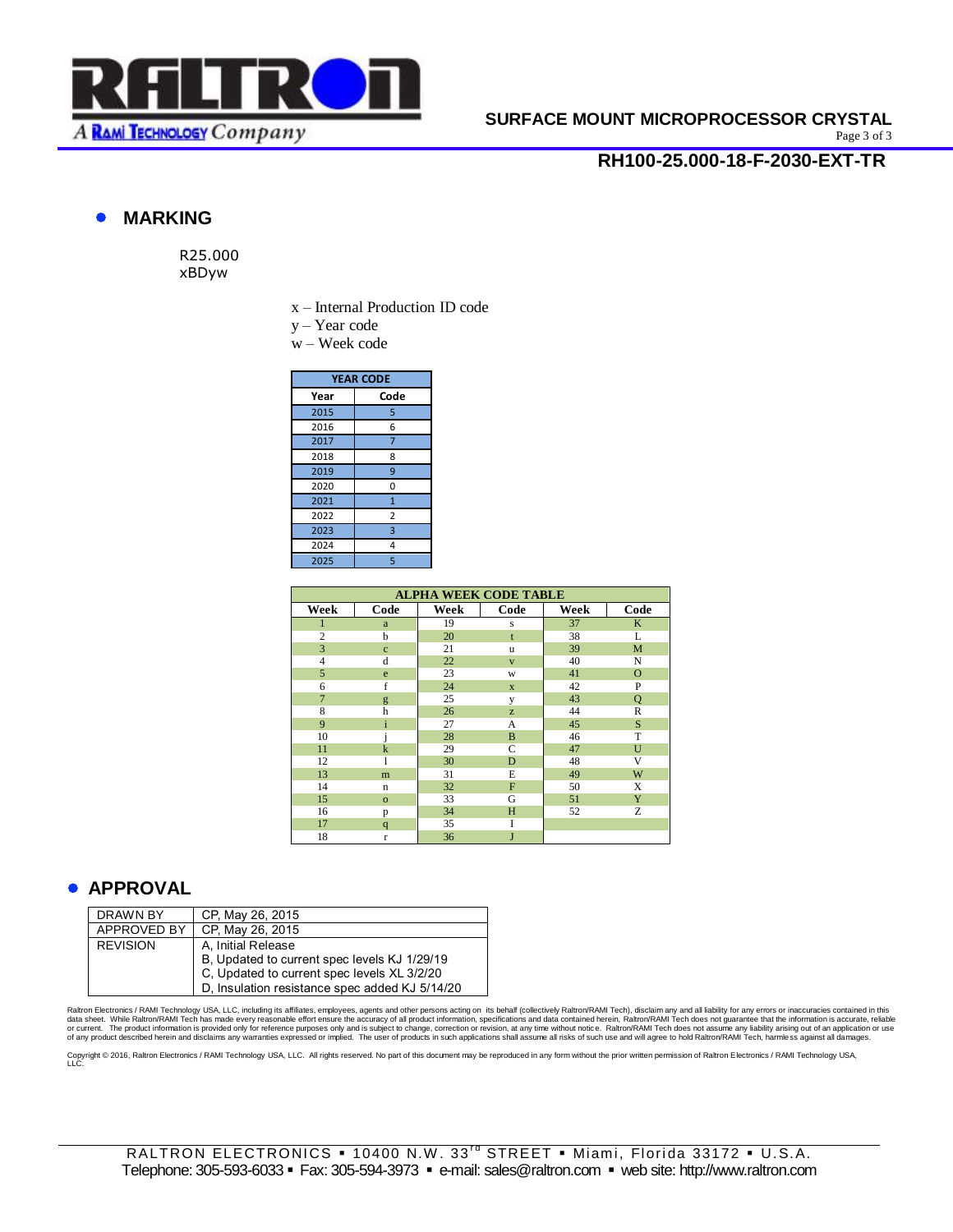SURFACE MOUNT MICROPROCESSOR CRYSTAL

RH100-25.000-18-F-2030-EXT-TR

## MARKING

R25.000
xBDyw

x – Internal Production ID code
y – Year code
w – Week code

| YEAR CODE | |
|---|---|
| **Year** | **Code** |
| 2015 | 5 |
| 2016 | 6 |
| 2017 | 7 |
| 2018 | 8 |
| 2019 | 9 |
| 2020 | 0 |
| 2021 | 1 |
| 2022 | 2 |
| 2023 | 3 |
| 2024 | 4 |
| 2025 | 5 |

**ALPHA WEEK CODE TABLE**

| Week | Code | Week | Code | Week | Code |
|---|---|---|---|---|---|
| 1 | a | 19 | s | 37 | K |
| 2 | b | 20 | t | 38 | L |
| 3 | c | 21 | u | 39 | M |
| 4 | d | 22 | v | 40 | N |
| 5 | e | 23 | w | 41 | O |
| 6 | f | 24 | x | 42 | P |
| 7 | g | 25 | y | 43 | Q |
| 8 | h | 26 | z | 44 | R |
| 9 | i | 27 | A | 45 | S |
| 10 | j | 28 | B | 46 | T |
| 11 | k | 29 | C | 47 | U |
| 12 | l | 30 | D | 48 | V |
| 13 | m | 31 | E | 49 | W |
| 14 | n | 32 | F | 50 | X |
| 15 | o | 33 | G | 51 | Y |
| 16 | p | 34 | H | 52 | Z |
| 17 | q | 35 | I | | |
| 18 | r | 36 | J | | |

## APPROVAL

| | |
|---|---|
| DRAWN BY | CP, May 26, 2015 |
| APPROVED BY | CP, May 26, 2015 |
| REVISION | A, Initial Release<br>B, Updated to current spec levels KJ 1/29/19<br>C, Updated to current spec levels XL 3/2/20<br>D, Insulation resistance spec added KJ 5/14/20 |

Raltron Electronics / RAMI Technology USA, LLC, including its affiliates, employees, agents and other persons acting on its behalf (collectively Raltron/RAMI Tech), disclaim any and all liability for any errors or inaccuracies contained in this data sheet. While Raltron/RAMI Tech has made every reasonable effort ensure the accuracy of all product information, specifications and data contained herein, Raltron/RAMI Tech does not guarantee that the information is accurate, reliable or current. The product information is provided only for reference purposes only and is subject to change, correction or revision, at any time without notice. Raltron/RAMI Tech does not assume any liability arising out of an application or use of any product described herein and disclaims any warranties expressed or implied. The user of products in such applications shall assume all risks of such use and will agree to hold Raltron/RAMI Tech, harmless against all damages.

Copyright © 2016, Raltron Electronics / RAMI Technology USA, LLC. All rights reserved. No part of this document may be reproduced in any form without the prior written permission of Raltron Electronics / RAMI Technology USA, LLC.

RALTRON ELECTRONICS ▪ 10400 N.W. 33rd STREET ▪ Miami, Florida 33172 ▪ U.S.A.
Telephone: 305-593-6033 ▪ Fax: 305-594-3973 ▪ e-mail: sales@raltron.com ▪ web site: http://www.raltron.com